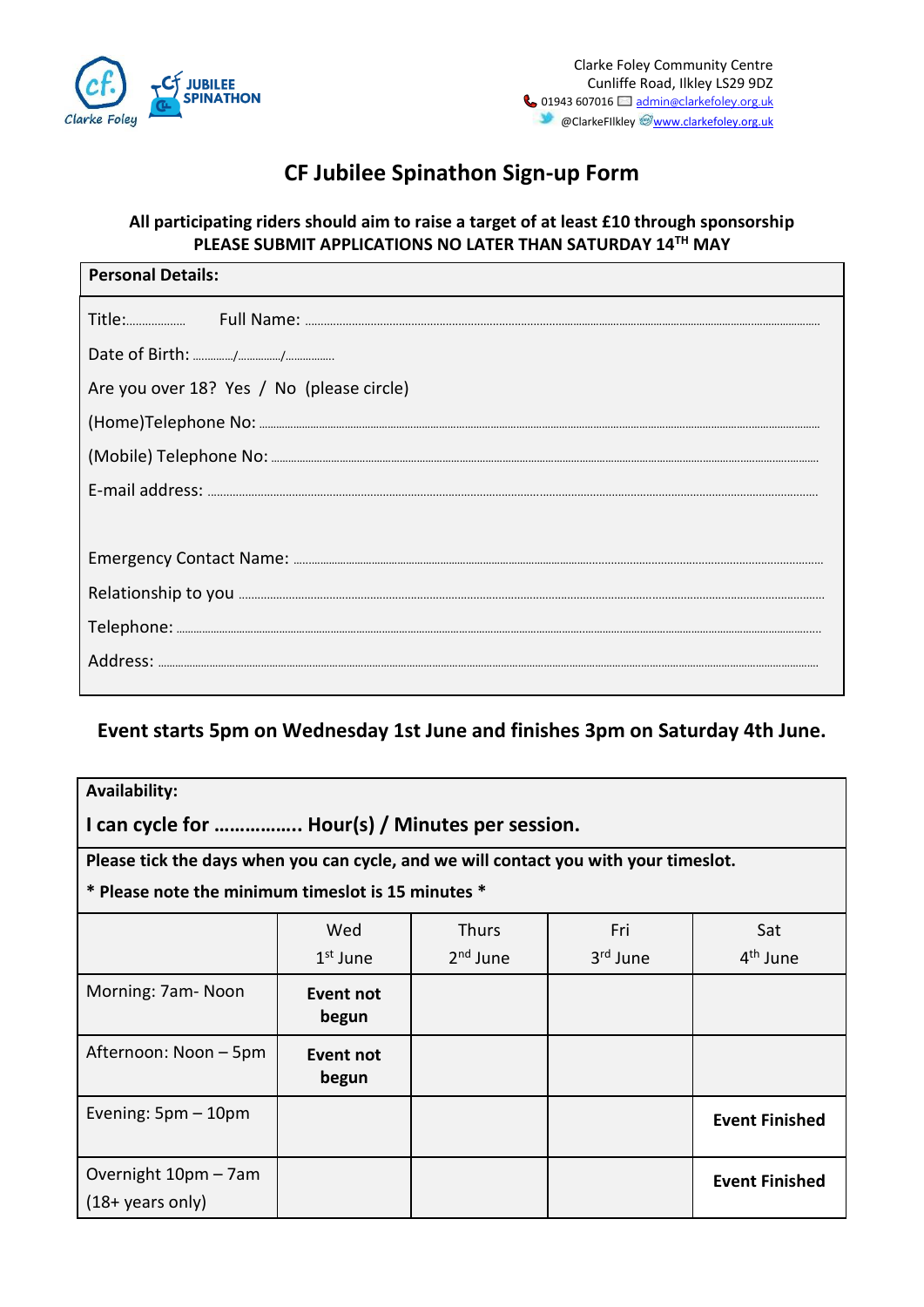Clarke Foley Community Centre
Cunliffe Road, Ilkley LS29 9DZ
01943 607016 admin@clarkefoley.org.uk
@ClarkeFIlkley www.clarkefoley.org.uk

# CF Jubilee Spinathon Sign-up Form

**All participating riders should aim to raise a target of at least £10 through sponsorship**
**PLEASE SUBMIT APPLICATIONS NO LATER THAN SATURDAY 14TH MAY**

**Personal Details:**

Title:.................. Full Name: ..........................................................................

Date of Birth: ............../............../................

Are you over 18? Yes / No (please circle)

(Home)Telephone No: ..........................................................................

(Mobile) Telephone No: ..........................................................................

E-mail address: ..........................................................................

Emergency Contact Name: ..........................................................................

Relationship to you ..........................................................................

Telephone: ..........................................................................

Address: ..........................................................................

**Event starts 5pm on Wednesday 1st June and finishes 3pm on Saturday 4th June.**

**Availability:**

**I can cycle for ................ Hour(s) / Minutes per session.**

**Please tick the days when you can cycle, and we will contact you with your timeslot.**

**\* Please note the minimum timeslot is 15 minutes \***

| | Wed 1st June | Thurs 2nd June | Fri 3rd June | Sat 4th June |
|---|---|---|---|---|
| Morning: 7am- Noon | **Event not begun** | | | |
| Afternoon: Noon – 5pm | **Event not begun** | | | |
| Evening: 5pm – 10pm | | | | **Event Finished** |
| Overnight 10pm – 7am (18+ years only) | | | | **Event Finished** |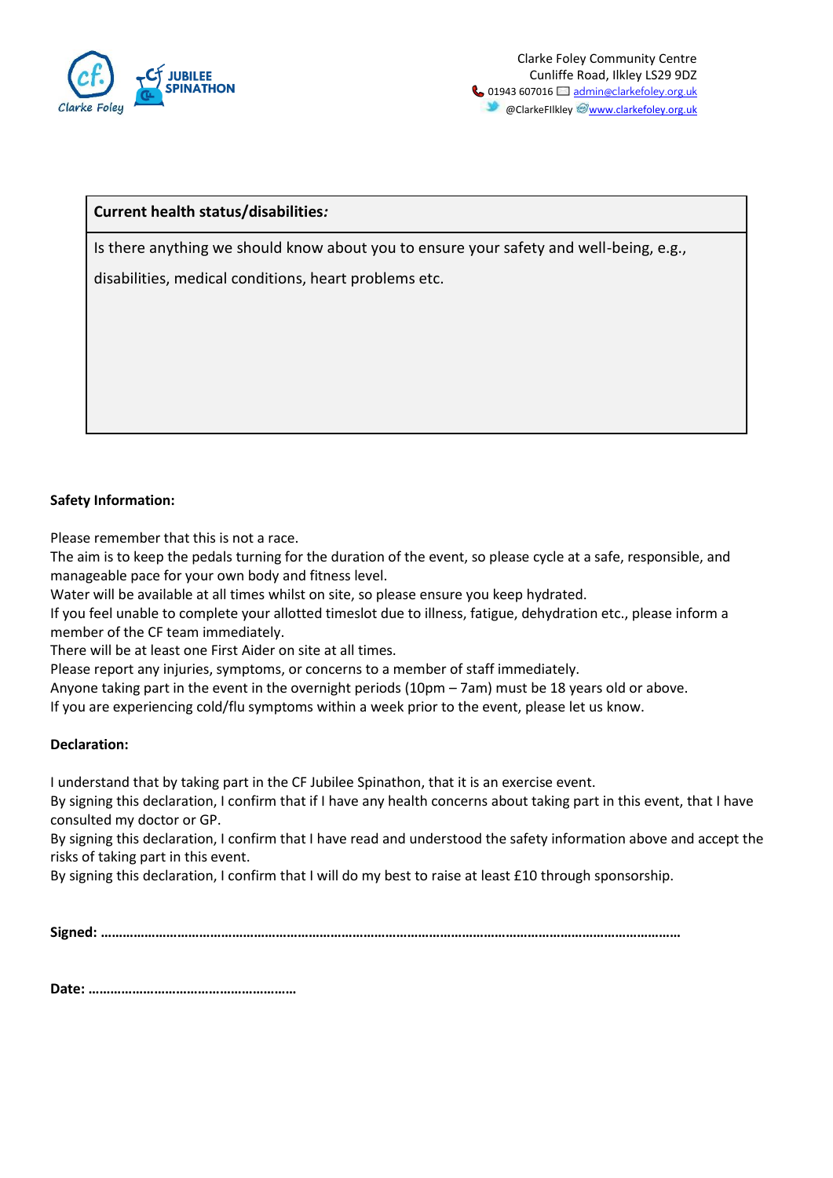Clarke Foley Community Centre
Cunliffe Road, Ilkley LS29 9DZ
01943 607016 admin@clarkefoley.org.uk
@ClarkeFIlkley www.clarkefoley.org.uk

| **Current health status/disabilities:** |
|---|
| Is there anything we should know about you to ensure your safety and well-being, e.g., disabilities, medical conditions, heart problems etc. |

**Safety Information:**

Please remember that this is not a race.
The aim is to keep the pedals turning for the duration of the event, so please cycle at a safe, responsible, and manageable pace for your own body and fitness level.
Water will be available at all times whilst on site, so please ensure you keep hydrated.
If you feel unable to complete your allotted timeslot due to illness, fatigue, dehydration etc., please inform a member of the CF team immediately.
There will be at least one First Aider on site at all times.
Please report any injuries, symptoms, or concerns to a member of staff immediately.
Anyone taking part in the event in the overnight periods (10pm – 7am) must be 18 years old or above.
If you are experiencing cold/flu symptoms within a week prior to the event, please let us know.

**Declaration:**

I understand that by taking part in the CF Jubilee Spinathon, that it is an exercise event.
By signing this declaration, I confirm that if I have any health concerns about taking part in this event, that I have consulted my doctor or GP.
By signing this declaration, I confirm that I have read and understood the safety information above and accept the risks of taking part in this event.
By signing this declaration, I confirm that I will do my best to raise at least £10 through sponsorship.

**Signed: ……………………………………………………………………………………………………………………………………**

**Date: …………………………………………………**